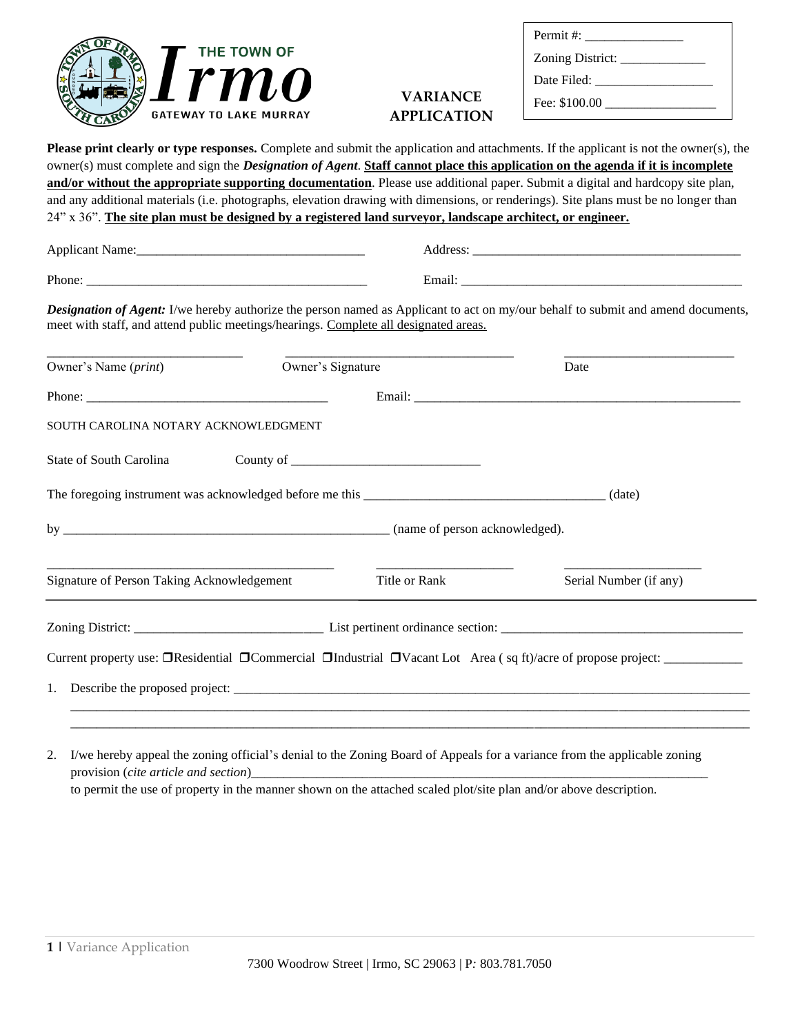THE TOWN OF

# Irmo

GATEWAY TO LAKE MURRAY

## VARIANCE APPLICATION

Permit #: _______________

Zoning District: _____________

Date Filed: __________________

Fee: $100.00 _________________

**Please print clearly or type responses.** Complete and submit the application and attachments. If the applicant is not the owner(s), the owner(s) must complete and sign the ***Designation of Agent***. **Staff cannot place this application on the agenda if it is incomplete and/or without the appropriate supporting documentation**. Please use additional paper. Submit a digital and hardcopy site plan, and any additional materials (i.e. photographs, elevation drawing with dimensions, or renderings). Site plans must be no longer than 24" x 36". **The site plan must be designed by a registered land surveyor, landscape architect, or engineer.**

Applicant Name:___________________________________ Address: ________________________________________

Phone: ___________________________________________ Email: __________________________________________

***Designation of Agent:*** I/we hereby authorize the person named as Applicant to act on my/our behalf to submit and amend documents, meet with staff, and attend public meetings/hearings. Complete all designated areas.

______________________________ ___________________________________ __________________________

Owner's Name (*print*) Owner's Signature Date

Phone: _____________________________________ Email: ___________________________________________________

SOUTH CAROLINA NOTARY ACKNOWLEDGMENT

State of South Carolina County of ____________________________

The foregoing instrument was acknowledged before me this ____________________________________ (date)

by __________________________________________________ (name of person acknowledged).

___________________________________________ ____________________ ____________________

Signature of Person Taking Acknowledgement Title or Rank Serial Number (if any)

---

Zoning District: ____________________________ List pertinent ordinance section: ____________________________________

Current property use: ❒Residential ❒Commercial ❒Industrial ❒Vacant Lot Area ( sq ft)/acre of propose project: ____________

1. Describe the proposed project: ________________________________________________________________________________
_____________________________________________________________________________________________________
_____________________________________________________________________________________________________

2. I/we hereby appeal the zoning official's denial to the Zoning Board of Appeals for a variance from the applicable zoning provision (*cite article and section*)_______________________________________________________________________ to permit the use of property in the manner shown on the attached scaled plot/site plan and/or above description.

7300 Woodrow Street | Irmo, SC 29063 | P: 803.781.7050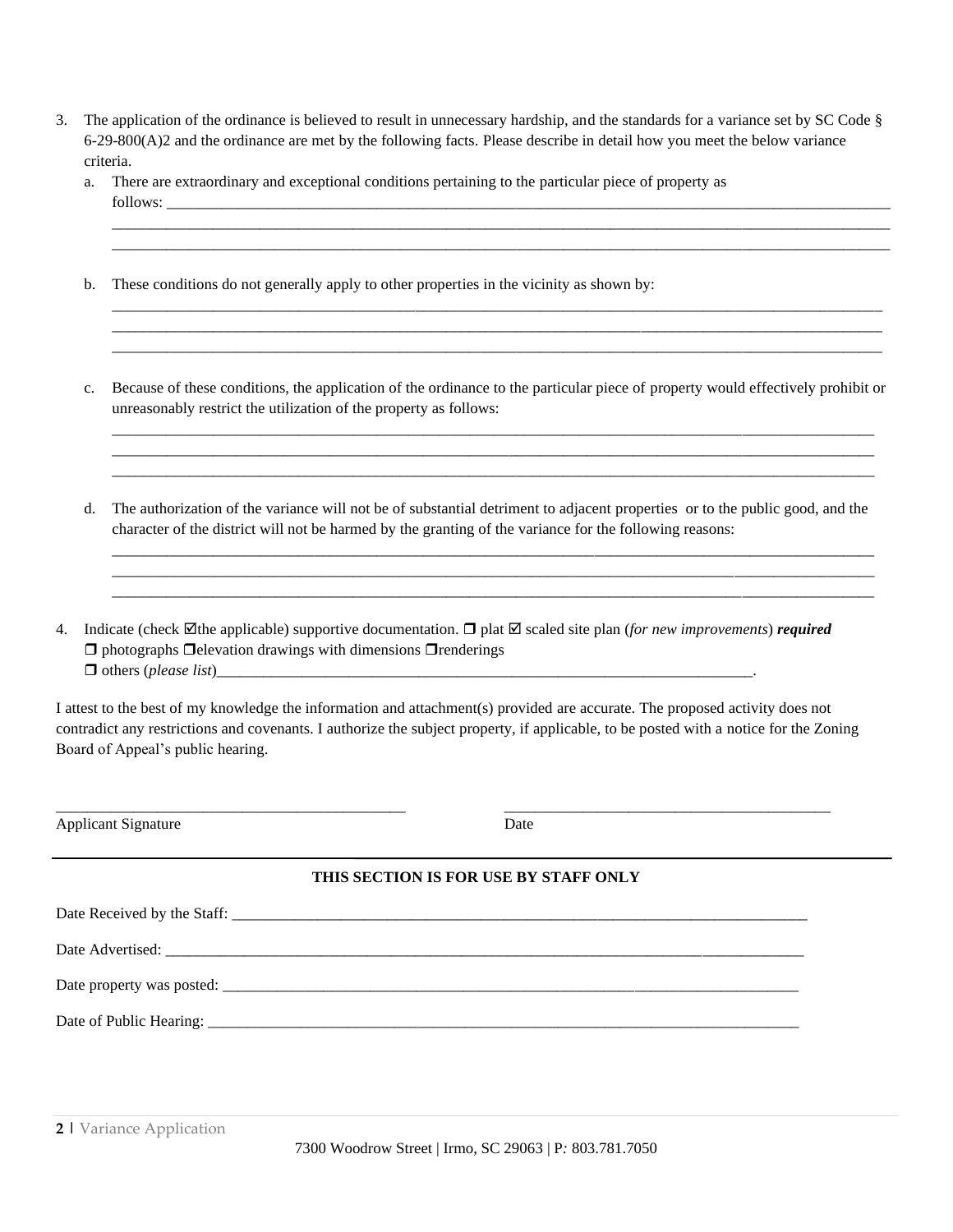3. The application of the ordinance is believed to result in unnecessary hardship, and the standards for a variance set by SC Code § 6-29-800(A)2 and the ordinance are met by the following facts. Please describe in detail how you meet the below variance criteria.

   a. There are extraordinary and exceptional conditions pertaining to the particular piece of property as follows: ____________________________________________________________________________
   ____________________________________________________________________________
   ____________________________________________________________________________

   b. These conditions do not generally apply to other properties in the vicinity as shown by:
   ____________________________________________________________________________
   ____________________________________________________________________________
   ____________________________________________________________________________

   c. Because of these conditions, the application of the ordinance to the particular piece of property would effectively prohibit or unreasonably restrict the utilization of the property as follows:
   ____________________________________________________________________________
   ____________________________________________________________________________
   ____________________________________________________________________________

   d. The authorization of the variance will not be of substantial detriment to adjacent properties or to the public good, and the character of the district will not be harmed by the granting of the variance for the following reasons:
   ____________________________________________________________________________
   ____________________________________________________________________________
   ____________________________________________________________________________

4. Indicate (check ☑the applicable) supportive documentation. ❒ plat ☑ scaled site plan (*for new improvements*) ***required***
   ❒ photographs ❒elevation drawings with dimensions ❒renderings
   ❒ others (*please list*)______________________________________________________________________.

I attest to the best of my knowledge the information and attachment(s) provided are accurate. The proposed activity does not contradict any restrictions and covenants. I authorize the subject property, if applicable, to be posted with a notice for the Zoning Board of Appeal's public hearing.

______________________________________________ ______________________________________________
Applicant Signature Date

---

**THIS SECTION IS FOR USE BY STAFF ONLY**

Date Received by the Staff: ____________________________________________________________________________

Date Advertised: ____________________________________________________________________________

Date property was posted: ____________________________________________________________________________

Date of Public Hearing: ____________________________________________________________________________

7300 Woodrow Street | Irmo, SC 29063 | P: 803.781.7050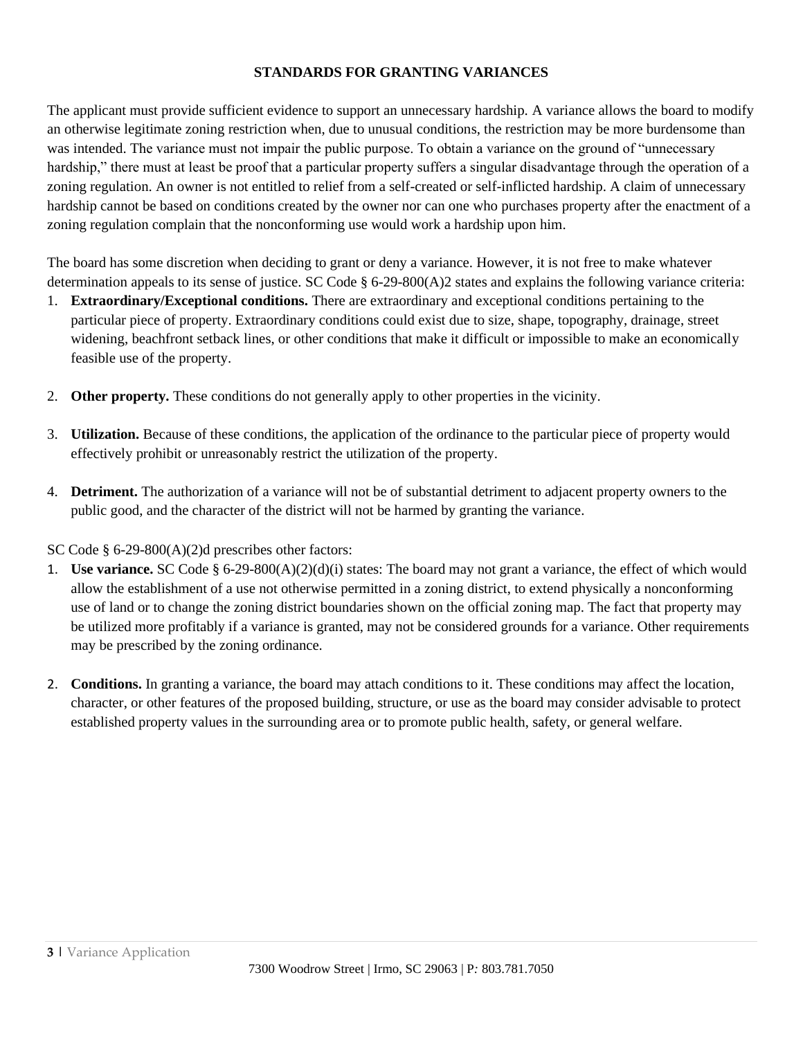## STANDARDS FOR GRANTING VARIANCES

The applicant must provide sufficient evidence to support an unnecessary hardship. A variance allows the board to modify an otherwise legitimate zoning restriction when, due to unusual conditions, the restriction may be more burdensome than was intended. The variance must not impair the public purpose. To obtain a variance on the ground of "unnecessary hardship," there must at least be proof that a particular property suffers a singular disadvantage through the operation of a zoning regulation. An owner is not entitled to relief from a self-created or self-inflicted hardship. A claim of unnecessary hardship cannot be based on conditions created by the owner nor can one who purchases property after the enactment of a zoning regulation complain that the nonconforming use would work a hardship upon him.

The board has some discretion when deciding to grant or deny a variance. However, it is not free to make whatever determination appeals to its sense of justice. SC Code § 6-29-800(A)2 states and explains the following variance criteria:

1. **Extraordinary/Exceptional conditions.** There are extraordinary and exceptional conditions pertaining to the particular piece of property. Extraordinary conditions could exist due to size, shape, topography, drainage, street widening, beachfront setback lines, or other conditions that make it difficult or impossible to make an economically feasible use of the property.

2. **Other property.** These conditions do not generally apply to other properties in the vicinity.

3. **Utilization.** Because of these conditions, the application of the ordinance to the particular piece of property would effectively prohibit or unreasonably restrict the utilization of the property.

4. **Detriment.** The authorization of a variance will not be of substantial detriment to adjacent property owners to the public good, and the character of the district will not be harmed by granting the variance.

SC Code § 6-29-800(A)(2)d prescribes other factors:

1. **Use variance.** SC Code § 6-29-800(A)(2)(d)(i) states: The board may not grant a variance, the effect of which would allow the establishment of a use not otherwise permitted in a zoning district, to extend physically a nonconforming use of land or to change the zoning district boundaries shown on the official zoning map. The fact that property may be utilized more profitably if a variance is granted, may not be considered grounds for a variance. Other requirements may be prescribed by the zoning ordinance.

2. **Conditions.** In granting a variance, the board may attach conditions to it. These conditions may affect the location, character, or other features of the proposed building, structure, or use as the board may consider advisable to protect established property values in the surrounding area or to promote public health, safety, or general welfare.